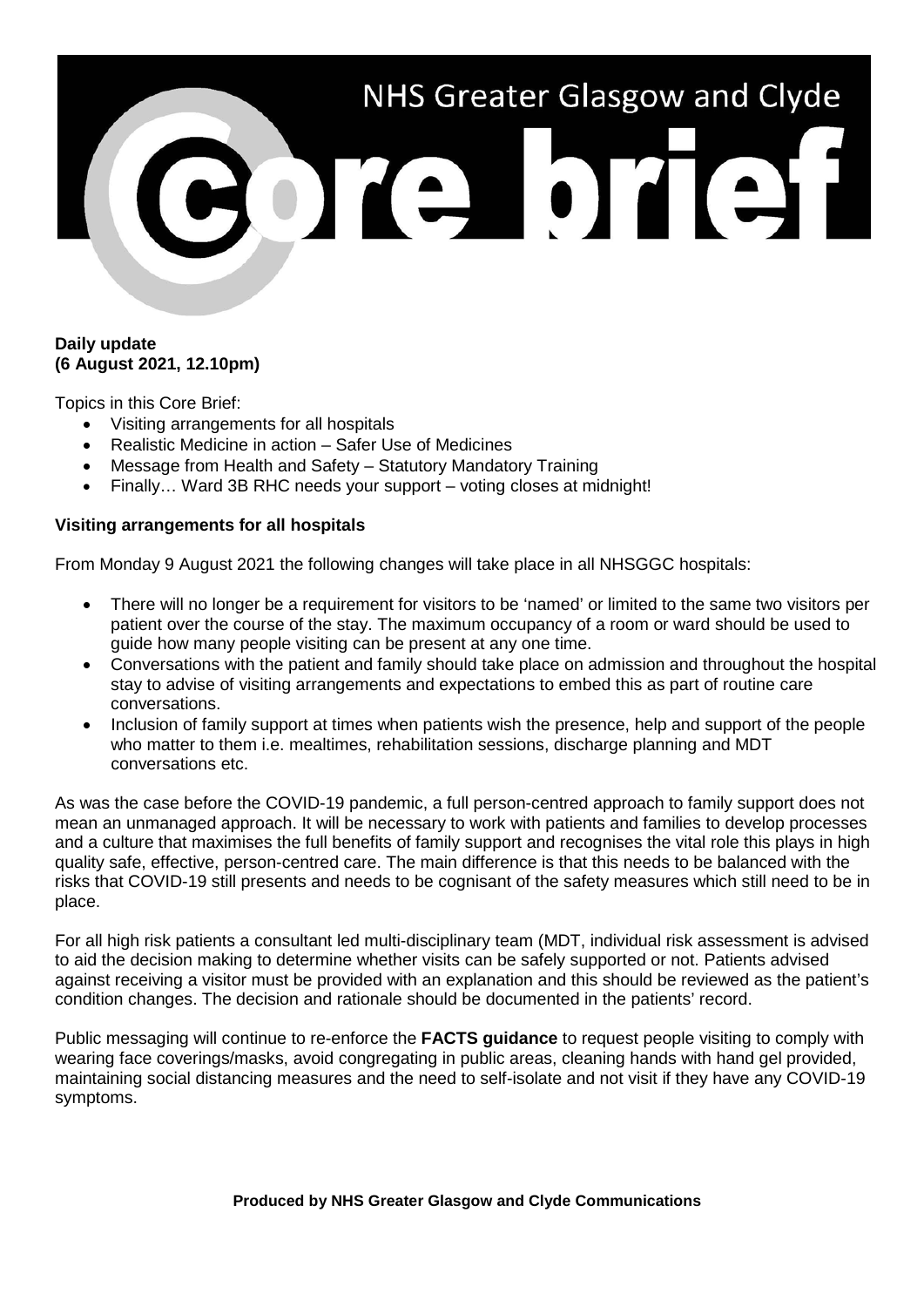# NHS Greater Glasgow and Clyde Core brief

**Daily update**
**(6 August 2021, 12.10pm)**

Topics in this Core Brief:

- Visiting arrangements for all hospitals
- Realistic Medicine in action – Safer Use of Medicines
- Message from Health and Safety – Statutory Mandatory Training
- Finally… Ward 3B RHC needs your support – voting closes at midnight!

**Visiting arrangements for all hospitals**

From Monday 9 August 2021 the following changes will take place in all NHSGGC hospitals:

- There will no longer be a requirement for visitors to be 'named' or limited to the same two visitors per patient over the course of the stay. The maximum occupancy of a room or ward should be used to guide how many people visiting can be present at any one time.
- Conversations with the patient and family should take place on admission and throughout the hospital stay to advise of visiting arrangements and expectations to embed this as part of routine care conversations.
- Inclusion of family support at times when patients wish the presence, help and support of the people who matter to them i.e. mealtimes, rehabilitation sessions, discharge planning and MDT conversations etc.

As was the case before the COVID-19 pandemic, a full person-centred approach to family support does not mean an unmanaged approach. It will be necessary to work with patients and families to develop processes and a culture that maximises the full benefits of family support and recognises the vital role this plays in high quality safe, effective, person-centred care. The main difference is that this needs to be balanced with the risks that COVID-19 still presents and needs to be cognisant of the safety measures which still need to be in place.

For all high risk patients a consultant led multi-disciplinary team (MDT, individual risk assessment is advised to aid the decision making to determine whether visits can be safely supported or not. Patients advised against receiving a visitor must be provided with an explanation and this should be reviewed as the patient's condition changes. The decision and rationale should be documented in the patients' record.

Public messaging will continue to re-enforce the **FACTS guidance** to request people visiting to comply with wearing face coverings/masks, avoid congregating in public areas, cleaning hands with hand gel provided, maintaining social distancing measures and the need to self-isolate and not visit if they have any COVID-19 symptoms.

**Produced by NHS Greater Glasgow and Clyde Communications**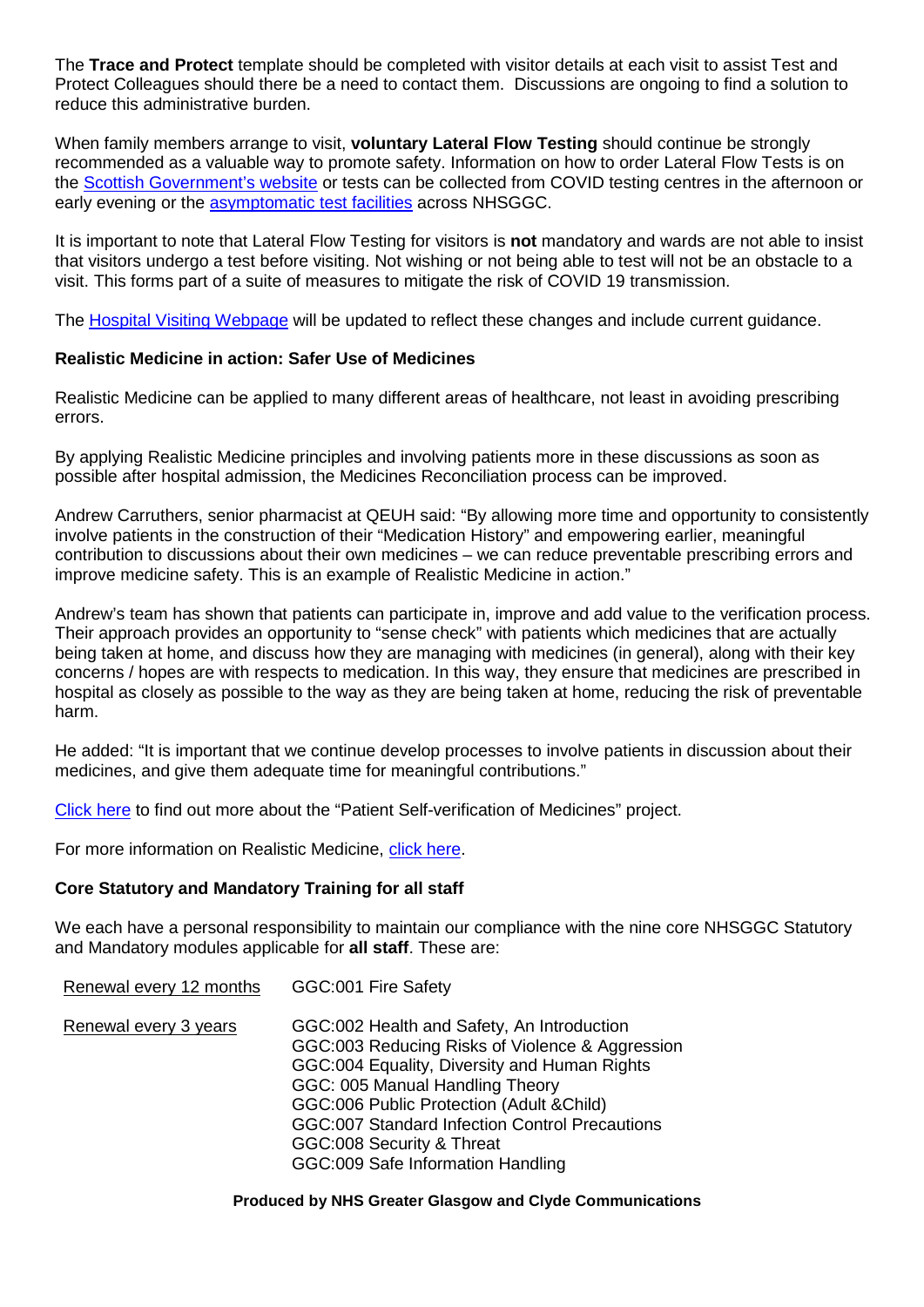The **Trace and Protect** template should be completed with visitor details at each visit to assist Test and Protect Colleagues should there be a need to contact them. Discussions are ongoing to find a solution to reduce this administrative burden.

When family members arrange to visit, **voluntary Lateral Flow Testing** should continue be strongly recommended as a valuable way to promote safety. Information on how to order Lateral Flow Tests is on the Scottish Government's website or tests can be collected from COVID testing centres in the afternoon or early evening or the asymptomatic test facilities across NHSGGC.

It is important to note that Lateral Flow Testing for visitors is **not** mandatory and wards are not able to insist that visitors undergo a test before visiting. Not wishing or not being able to test will not be an obstacle to a visit. This forms part of a suite of measures to mitigate the risk of COVID 19 transmission.

The Hospital Visiting Webpage will be updated to reflect these changes and include current guidance.

**Realistic Medicine in action: Safer Use of Medicines**

Realistic Medicine can be applied to many different areas of healthcare, not least in avoiding prescribing errors.

By applying Realistic Medicine principles and involving patients more in these discussions as soon as possible after hospital admission, the Medicines Reconciliation process can be improved.

Andrew Carruthers, senior pharmacist at QEUH said: "By allowing more time and opportunity to consistently involve patients in the construction of their "Medication History" and empowering earlier, meaningful contribution to discussions about their own medicines – we can reduce preventable prescribing errors and improve medicine safety. This is an example of Realistic Medicine in action."

Andrew's team has shown that patients can participate in, improve and add value to the verification process. Their approach provides an opportunity to "sense check" with patients which medicines that are actually being taken at home, and discuss how they are managing with medicines (in general), along with their key concerns / hopes are with respects to medication. In this way, they ensure that medicines are prescribed in hospital as closely as possible to the way as they are being taken at home, reducing the risk of preventable harm.

He added: "It is important that we continue develop processes to involve patients in discussion about their medicines, and give them adequate time for meaningful contributions."

Click here to find out more about the "Patient Self-verification of Medicines" project.

For more information on Realistic Medicine, click here.

**Core Statutory and Mandatory Training for all staff**

We each have a personal responsibility to maintain our compliance with the nine core NHSGGC Statutory and Mandatory modules applicable for **all staff**. These are:

| Renewal every 12 months | GGC:001 Fire Safety |
|---|---|
| Renewal every 3 years | GGC:002 Health and Safety, An Introduction<br>GGC:003 Reducing Risks of Violence & Aggression<br>GGC:004 Equality, Diversity and Human Rights<br>GGC: 005 Manual Handling Theory<br>GGC:006 Public Protection (Adult &Child)<br>GGC:007 Standard Infection Control Precautions<br>GGC:008 Security & Threat<br>GGC:009 Safe Information Handling |

**Produced by NHS Greater Glasgow and Clyde Communications**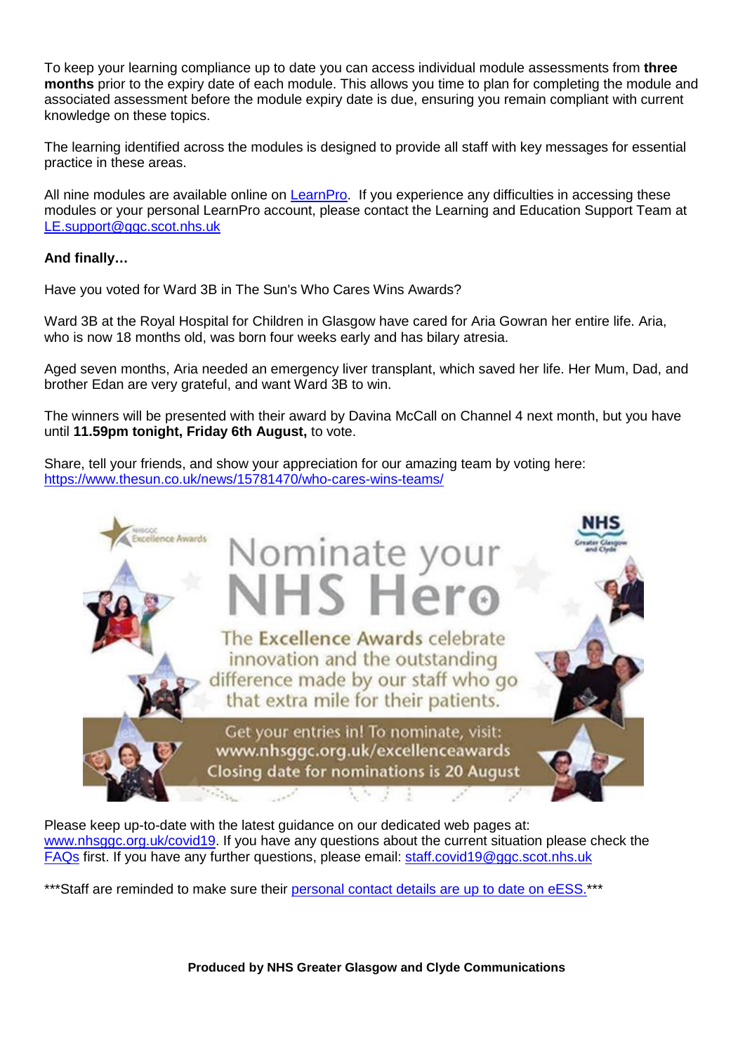To keep your learning compliance up to date you can access individual module assessments from **three months** prior to the expiry date of each module. This allows you time to plan for completing the module and associated assessment before the module expiry date is due, ensuring you remain compliant with current knowledge on these topics.

The learning identified across the modules is designed to provide all staff with key messages for essential practice in these areas.

All nine modules are available online on [LearnPro](). If you experience any difficulties in accessing these modules or your personal LearnPro account, please contact the Learning and Education Support Team at [LE.support@ggc.scot.nhs.uk](mailto:LE.support@ggc.scot.nhs.uk)

**And finally…**

Have you voted for Ward 3B in The Sun's Who Cares Wins Awards?

Ward 3B at the Royal Hospital for Children in Glasgow have cared for Aria Gowran her entire life. Aria, who is now 18 months old, was born four weeks early and has bilary atresia.

Aged seven months, Aria needed an emergency liver transplant, which saved her life. Her Mum, Dad, and brother Edan are very grateful, and want Ward 3B to win.

The winners will be presented with their award by Davina McCall on Channel 4 next month, but you have until **11.59pm tonight, Friday 6th August,** to vote.

Share, tell your friends, and show your appreciation for our amazing team by voting here: [https://www.thesun.co.uk/news/15781470/who-cares-wins-teams/](https://www.thesun.co.uk/news/15781470/who-cares-wins-teams/)

NHSGGC Excellence Awards

NHS Greater Glasgow and Clyde

Nominate your NHS Hero

The Excellence Awards celebrate innovation and the outstanding difference made by our staff who go that extra mile for their patients.

Get your entries in! To nominate, visit: www.nhsggc.org.uk/excellenceawards

Closing date for nominations is 20 August

Please keep up-to-date with the latest guidance on our dedicated web pages at: [www.nhsggc.org.uk/covid19](http://www.nhsggc.org.uk/covid19). If you have any questions about the current situation please check the [FAQs]() first. If you have any further questions, please email: [staff.covid19@ggc.scot.nhs.uk](mailto:staff.covid19@ggc.scot.nhs.uk)

***Staff are reminded to make sure their [personal contact details are up to date on eESS.]()***

**Produced by NHS Greater Glasgow and Clyde Communications**